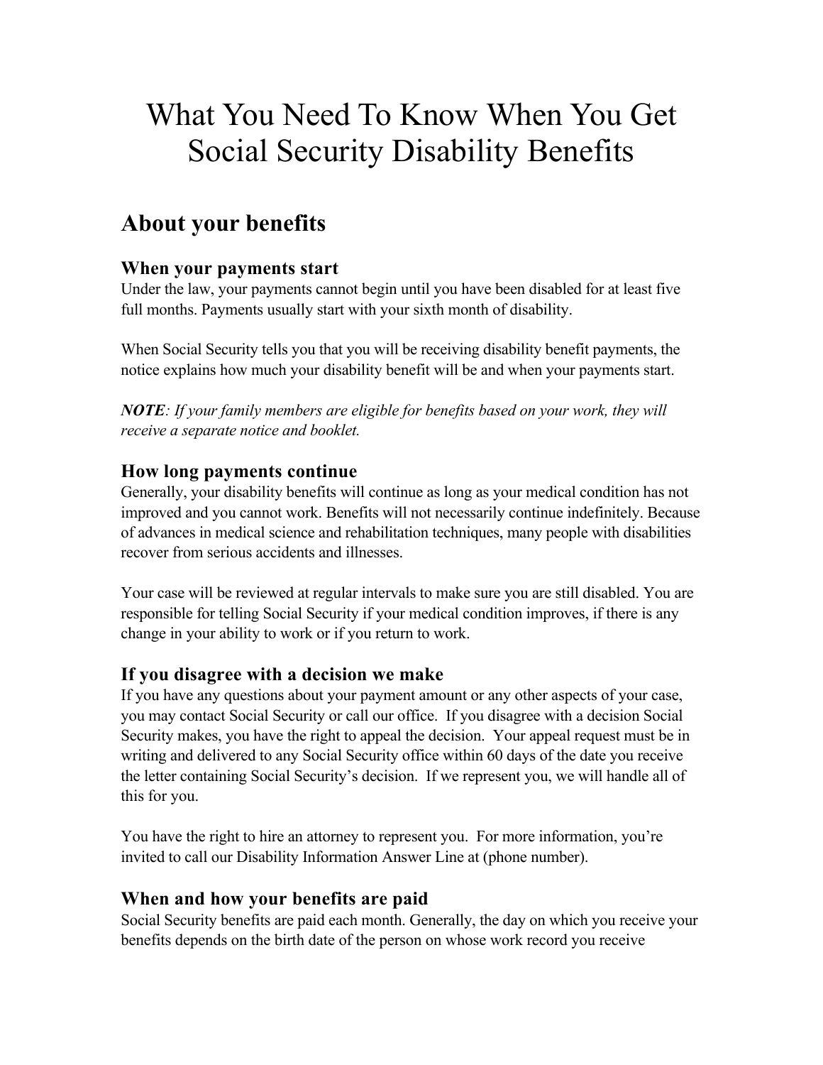# What You Need To Know When You Get Social Security Disability Benefits

## About your benefits

### When your payments start

Under the law, your payments cannot begin until you have been disabled for at least five full months. Payments usually start with your sixth month of disability.

When Social Security tells you that you will be receiving disability benefit payments, the notice explains how much your disability benefit will be and when your payments start.

***NOTE****: If your family members are eligible for benefits based on your work, they will receive a separate notice and booklet.*

### How long payments continue

Generally, your disability benefits will continue as long as your medical condition has not improved and you cannot work. Benefits will not necessarily continue indefinitely. Because of advances in medical science and rehabilitation techniques, many people with disabilities recover from serious accidents and illnesses.

Your case will be reviewed at regular intervals to make sure you are still disabled. You are responsible for telling Social Security if your medical condition improves, if there is any change in your ability to work or if you return to work.

### If you disagree with a decision we make

If you have any questions about your payment amount or any other aspects of your case, you may contact Social Security or call our office. If you disagree with a decision Social Security makes, you have the right to appeal the decision. Your appeal request must be in writing and delivered to any Social Security office within 60 days of the date you receive the letter containing Social Security's decision. If we represent you, we will handle all of this for you.

You have the right to hire an attorney to represent you. For more information, you're invited to call our Disability Information Answer Line at (phone number).

### When and how your benefits are paid

Social Security benefits are paid each month. Generally, the day on which you receive your benefits depends on the birth date of the person on whose work record you receive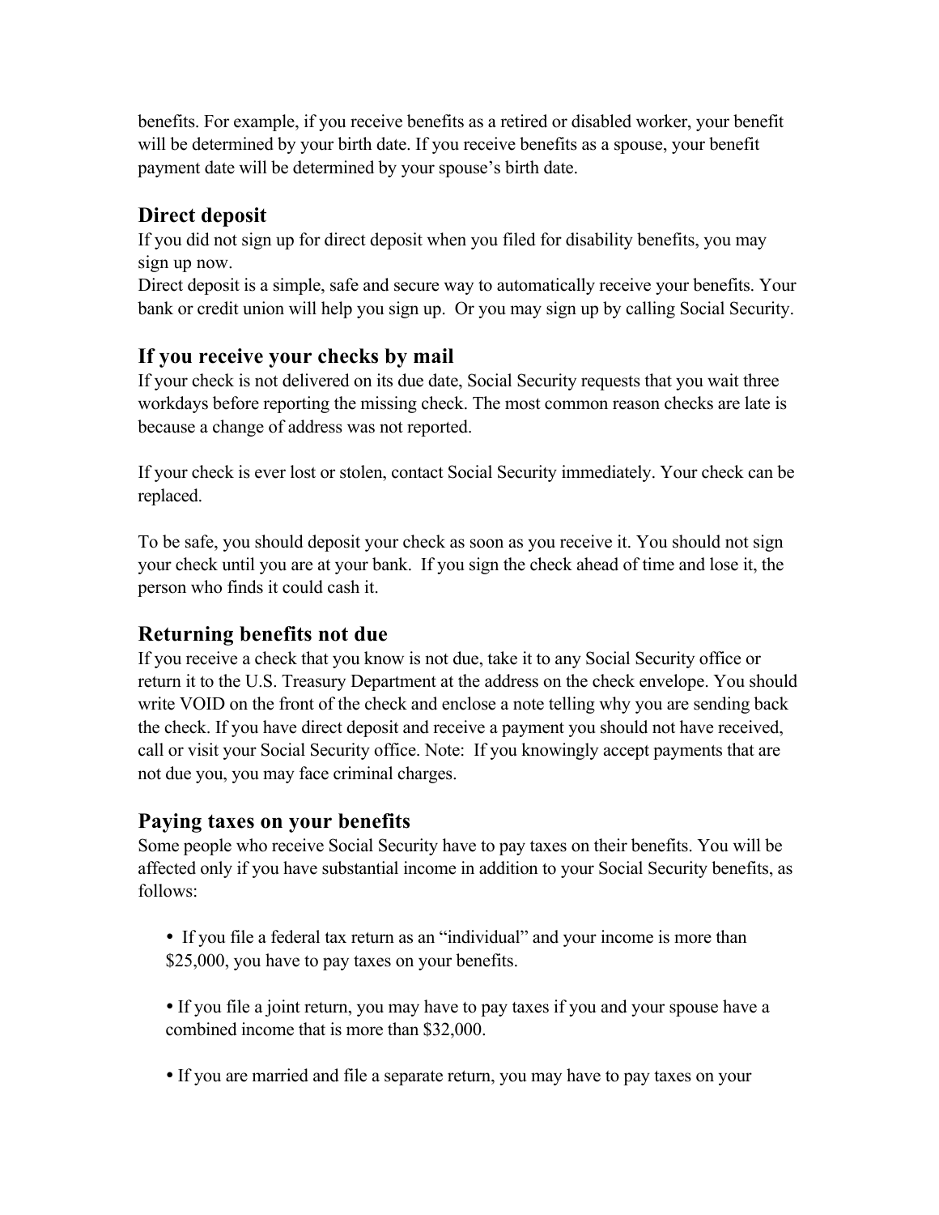benefits. For example, if you receive benefits as a retired or disabled worker, your benefit will be determined by your birth date. If you receive benefits as a spouse, your benefit payment date will be determined by your spouse's birth date.

## Direct deposit

If you did not sign up for direct deposit when you filed for disability benefits, you may sign up now.

Direct deposit is a simple, safe and secure way to automatically receive your benefits. Your bank or credit union will help you sign up. Or you may sign up by calling Social Security.

## If you receive your checks by mail

If your check is not delivered on its due date, Social Security requests that you wait three workdays before reporting the missing check. The most common reason checks are late is because a change of address was not reported.

If your check is ever lost or stolen, contact Social Security immediately. Your check can be replaced.

To be safe, you should deposit your check as soon as you receive it. You should not sign your check until you are at your bank. If you sign the check ahead of time and lose it, the person who finds it could cash it.

## Returning benefits not due

If you receive a check that you know is not due, take it to any Social Security office or return it to the U.S. Treasury Department at the address on the check envelope. You should write VOID on the front of the check and enclose a note telling why you are sending back the check. If you have direct deposit and receive a payment you should not have received, call or visit your Social Security office. Note: If you knowingly accept payments that are not due you, you may face criminal charges.

## Paying taxes on your benefits

Some people who receive Social Security have to pay taxes on their benefits. You will be affected only if you have substantial income in addition to your Social Security benefits, as follows:

- If you file a federal tax return as an "individual" and your income is more than $25,000, you have to pay taxes on your benefits.
- If you file a joint return, you may have to pay taxes if you and your spouse have a combined income that is more than $32,000.
- If you are married and file a separate return, you may have to pay taxes on your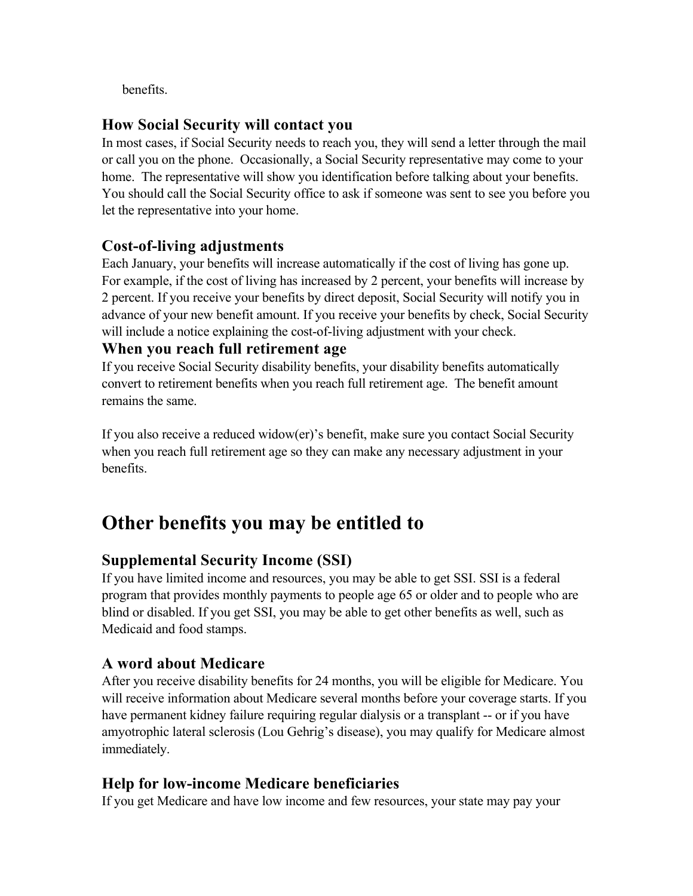benefits.

### How Social Security will contact you

In most cases, if Social Security needs to reach you, they will send a letter through the mail or call you on the phone. Occasionally, a Social Security representative may come to your home. The representative will show you identification before talking about your benefits. You should call the Social Security office to ask if someone was sent to see you before you let the representative into your home.

### Cost-of-living adjustments

Each January, your benefits will increase automatically if the cost of living has gone up. For example, if the cost of living has increased by 2 percent, your benefits will increase by 2 percent. If you receive your benefits by direct deposit, Social Security will notify you in advance of your new benefit amount. If you receive your benefits by check, Social Security will include a notice explaining the cost-of-living adjustment with your check.

### When you reach full retirement age

If you receive Social Security disability benefits, your disability benefits automatically convert to retirement benefits when you reach full retirement age. The benefit amount remains the same.

If you also receive a reduced widow(er)'s benefit, make sure you contact Social Security when you reach full retirement age so they can make any necessary adjustment in your benefits.

## Other benefits you may be entitled to

### Supplemental Security Income (SSI)

If you have limited income and resources, you may be able to get SSI. SSI is a federal program that provides monthly payments to people age 65 or older and to people who are blind or disabled. If you get SSI, you may be able to get other benefits as well, such as Medicaid and food stamps.

### A word about Medicare

After you receive disability benefits for 24 months, you will be eligible for Medicare. You will receive information about Medicare several months before your coverage starts. If you have permanent kidney failure requiring regular dialysis or a transplant -- or if you have amyotrophic lateral sclerosis (Lou Gehrig's disease), you may qualify for Medicare almost immediately.

### Help for low-income Medicare beneficiaries

If you get Medicare and have low income and few resources, your state may pay your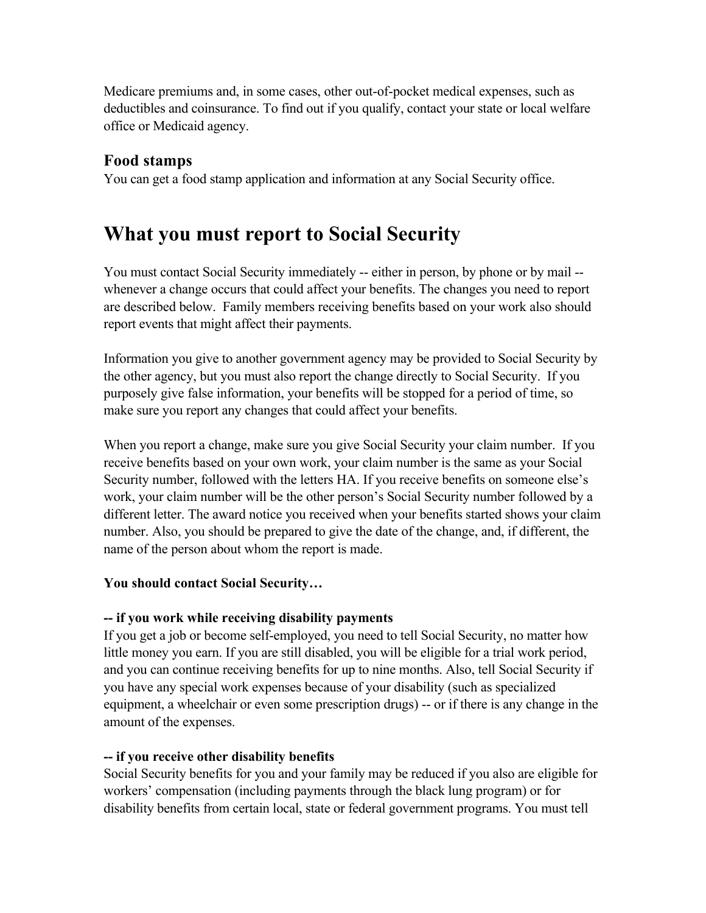Medicare premiums and, in some cases, other out-of-pocket medical expenses, such as deductibles and coinsurance. To find out if you qualify, contact your state or local welfare office or Medicaid agency.

### Food stamps

You can get a food stamp application and information at any Social Security office.

## What you must report to Social Security

You must contact Social Security immediately -- either in person, by phone or by mail -- whenever a change occurs that could affect your benefits. The changes you need to report are described below. Family members receiving benefits based on your work also should report events that might affect their payments.

Information you give to another government agency may be provided to Social Security by the other agency, but you must also report the change directly to Social Security. If you purposely give false information, your benefits will be stopped for a period of time, so make sure you report any changes that could affect your benefits.

When you report a change, make sure you give Social Security your claim number. If you receive benefits based on your own work, your claim number is the same as your Social Security number, followed with the letters HA. If you receive benefits on someone else's work, your claim number will be the other person's Social Security number followed by a different letter. The award notice you received when your benefits started shows your claim number. Also, you should be prepared to give the date of the change, and, if different, the name of the person about whom the report is made.

**You should contact Social Security…**

**-- if you work while receiving disability payments**

If you get a job or become self-employed, you need to tell Social Security, no matter how little money you earn. If you are still disabled, you will be eligible for a trial work period, and you can continue receiving benefits for up to nine months. Also, tell Social Security if you have any special work expenses because of your disability (such as specialized equipment, a wheelchair or even some prescription drugs) -- or if there is any change in the amount of the expenses.

**-- if you receive other disability benefits**

Social Security benefits for you and your family may be reduced if you also are eligible for workers' compensation (including payments through the black lung program) or for disability benefits from certain local, state or federal government programs. You must tell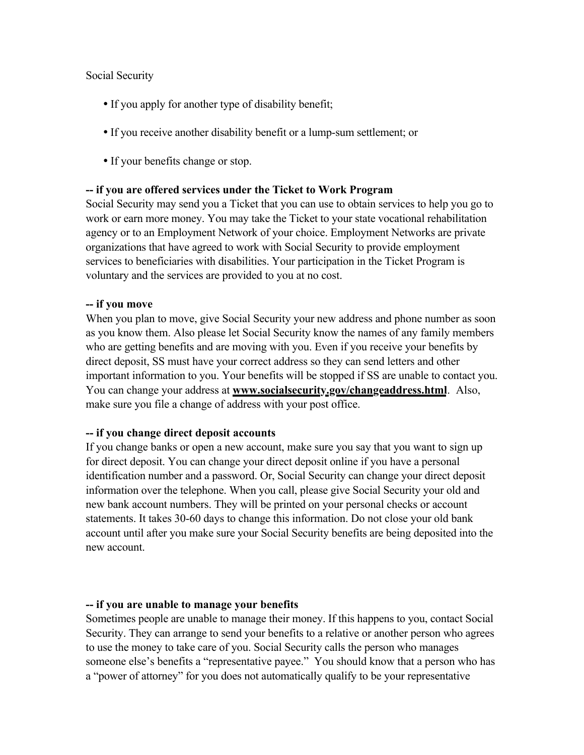Social Security

- If you apply for another type of disability benefit;
- If you receive another disability benefit or a lump-sum settlement; or
- If your benefits change or stop.

**-- if you are offered services under the Ticket to Work Program**

Social Security may send you a Ticket that you can use to obtain services to help you go to work or earn more money. You may take the Ticket to your state vocational rehabilitation agency or to an Employment Network of your choice. Employment Networks are private organizations that have agreed to work with Social Security to provide employment services to beneficiaries with disabilities. Your participation in the Ticket Program is voluntary and the services are provided to you at no cost.

**-- if you move**

When you plan to move, give Social Security your new address and phone number as soon as you know them. Also please let Social Security know the names of any family members who are getting benefits and are moving with you. Even if you receive your benefits by direct deposit, SS must have your correct address so they can send letters and other important information to you. Your benefits will be stopped if SS are unable to contact you. You can change your address at **www.socialsecurity.gov/changeaddress.html**. Also, make sure you file a change of address with your post office.

**-- if you change direct deposit accounts**

If you change banks or open a new account, make sure you say that you want to sign up for direct deposit. You can change your direct deposit online if you have a personal identification number and a password. Or, Social Security can change your direct deposit information over the telephone. When you call, please give Social Security your old and new bank account numbers. They will be printed on your personal checks or account statements. It takes 30-60 days to change this information. Do not close your old bank account until after you make sure your Social Security benefits are being deposited into the new account.

**-- if you are unable to manage your benefits**

Sometimes people are unable to manage their money. If this happens to you, contact Social Security. They can arrange to send your benefits to a relative or another person who agrees to use the money to take care of you. Social Security calls the person who manages someone else's benefits a "representative payee." You should know that a person who has a "power of attorney" for you does not automatically qualify to be your representative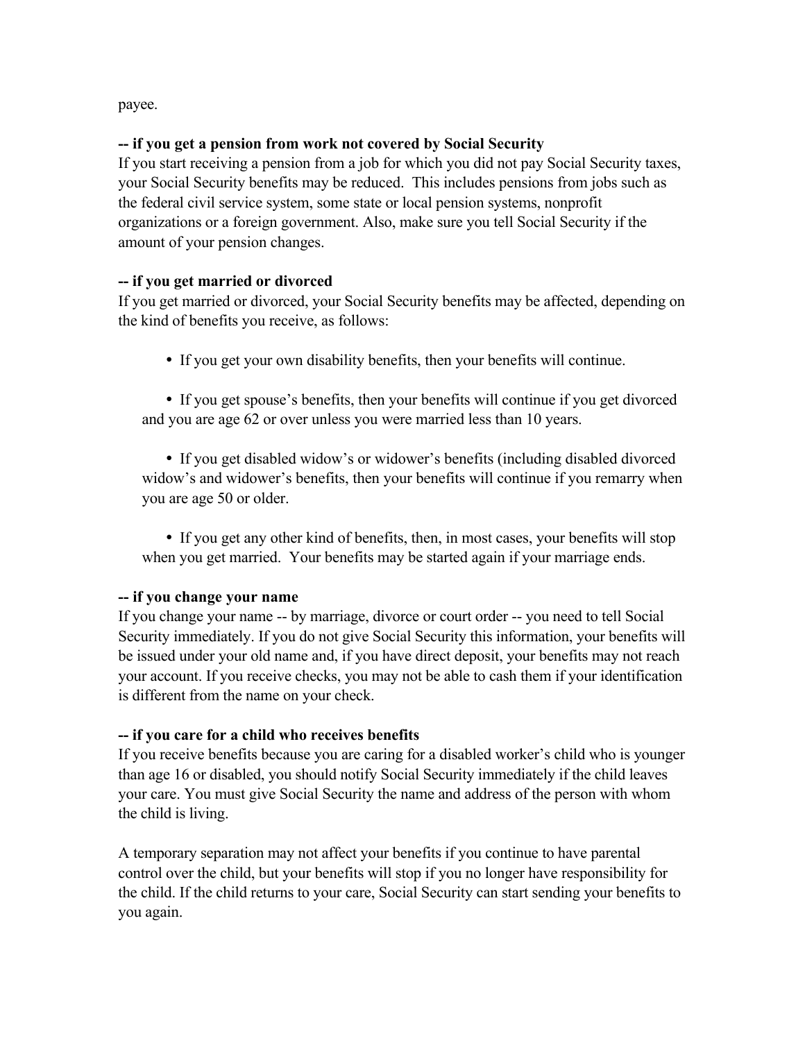payee.

**-- if you get a pension from work not covered by Social Security**

If you start receiving a pension from a job for which you did not pay Social Security taxes, your Social Security benefits may be reduced. This includes pensions from jobs such as the federal civil service system, some state or local pension systems, nonprofit organizations or a foreign government. Also, make sure you tell Social Security if the amount of your pension changes.

**-- if you get married or divorced**

If you get married or divorced, your Social Security benefits may be affected, depending on the kind of benefits you receive, as follows:

- If you get your own disability benefits, then your benefits will continue.
- If you get spouse's benefits, then your benefits will continue if you get divorced and you are age 62 or over unless you were married less than 10 years.
- If you get disabled widow's or widower's benefits (including disabled divorced widow's and widower's benefits, then your benefits will continue if you remarry when you are age 50 or older.
- If you get any other kind of benefits, then, in most cases, your benefits will stop when you get married. Your benefits may be started again if your marriage ends.

**-- if you change your name**

If you change your name -- by marriage, divorce or court order -- you need to tell Social Security immediately. If you do not give Social Security this information, your benefits will be issued under your old name and, if you have direct deposit, your benefits may not reach your account. If you receive checks, you may not be able to cash them if your identification is different from the name on your check.

**-- if you care for a child who receives benefits**

If you receive benefits because you are caring for a disabled worker's child who is younger than age 16 or disabled, you should notify Social Security immediately if the child leaves your care. You must give Social Security the name and address of the person with whom the child is living.

A temporary separation may not affect your benefits if you continue to have parental control over the child, but your benefits will stop if you no longer have responsibility for the child. If the child returns to your care, Social Security can start sending your benefits to you again.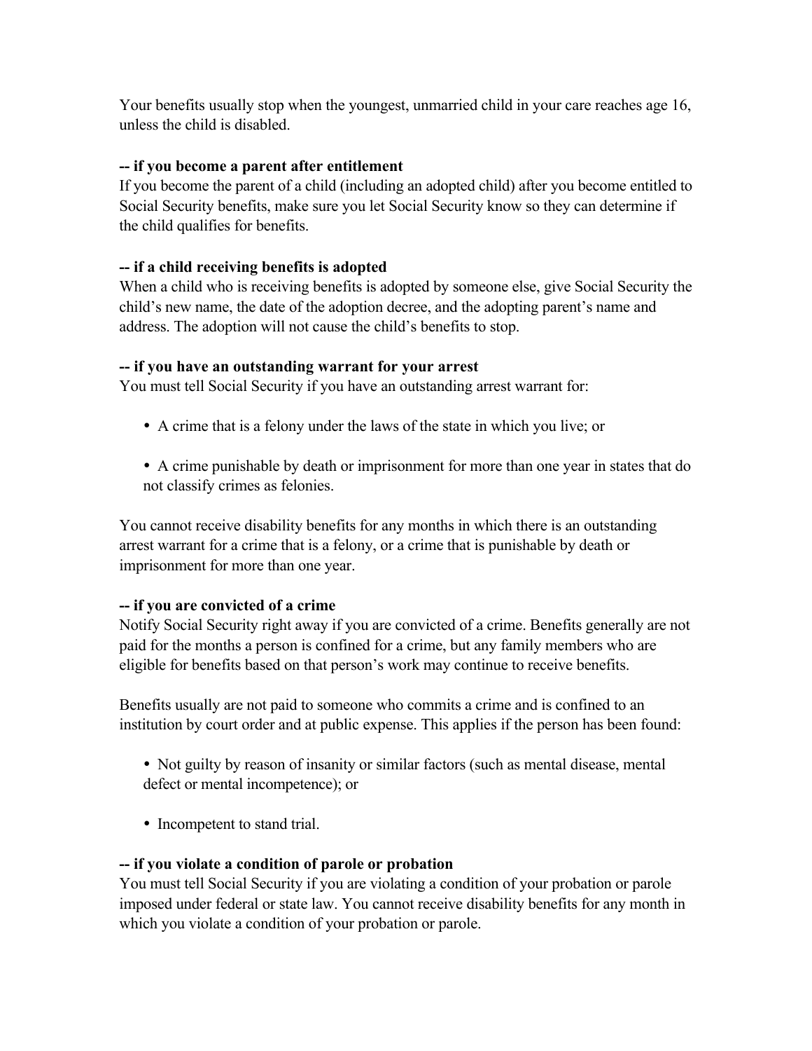Your benefits usually stop when the youngest, unmarried child in your care reaches age 16, unless the child is disabled.

**-- if you become a parent after entitlement**

If you become the parent of a child (including an adopted child) after you become entitled to Social Security benefits, make sure you let Social Security know so they can determine if the child qualifies for benefits.

**-- if a child receiving benefits is adopted**

When a child who is receiving benefits is adopted by someone else, give Social Security the child's new name, the date of the adoption decree, and the adopting parent's name and address. The adoption will not cause the child's benefits to stop.

**-- if you have an outstanding warrant for your arrest**

You must tell Social Security if you have an outstanding arrest warrant for:

- A crime that is a felony under the laws of the state in which you live; or
- A crime punishable by death or imprisonment for more than one year in states that do not classify crimes as felonies.

You cannot receive disability benefits for any months in which there is an outstanding arrest warrant for a crime that is a felony, or a crime that is punishable by death or imprisonment for more than one year.

**-- if you are convicted of a crime**

Notify Social Security right away if you are convicted of a crime. Benefits generally are not paid for the months a person is confined for a crime, but any family members who are eligible for benefits based on that person's work may continue to receive benefits.

Benefits usually are not paid to someone who commits a crime and is confined to an institution by court order and at public expense. This applies if the person has been found:

- Not guilty by reason of insanity or similar factors (such as mental disease, mental defect or mental incompetence); or
- Incompetent to stand trial.

**-- if you violate a condition of parole or probation**

You must tell Social Security if you are violating a condition of your probation or parole imposed under federal or state law. You cannot receive disability benefits for any month in which you violate a condition of your probation or parole.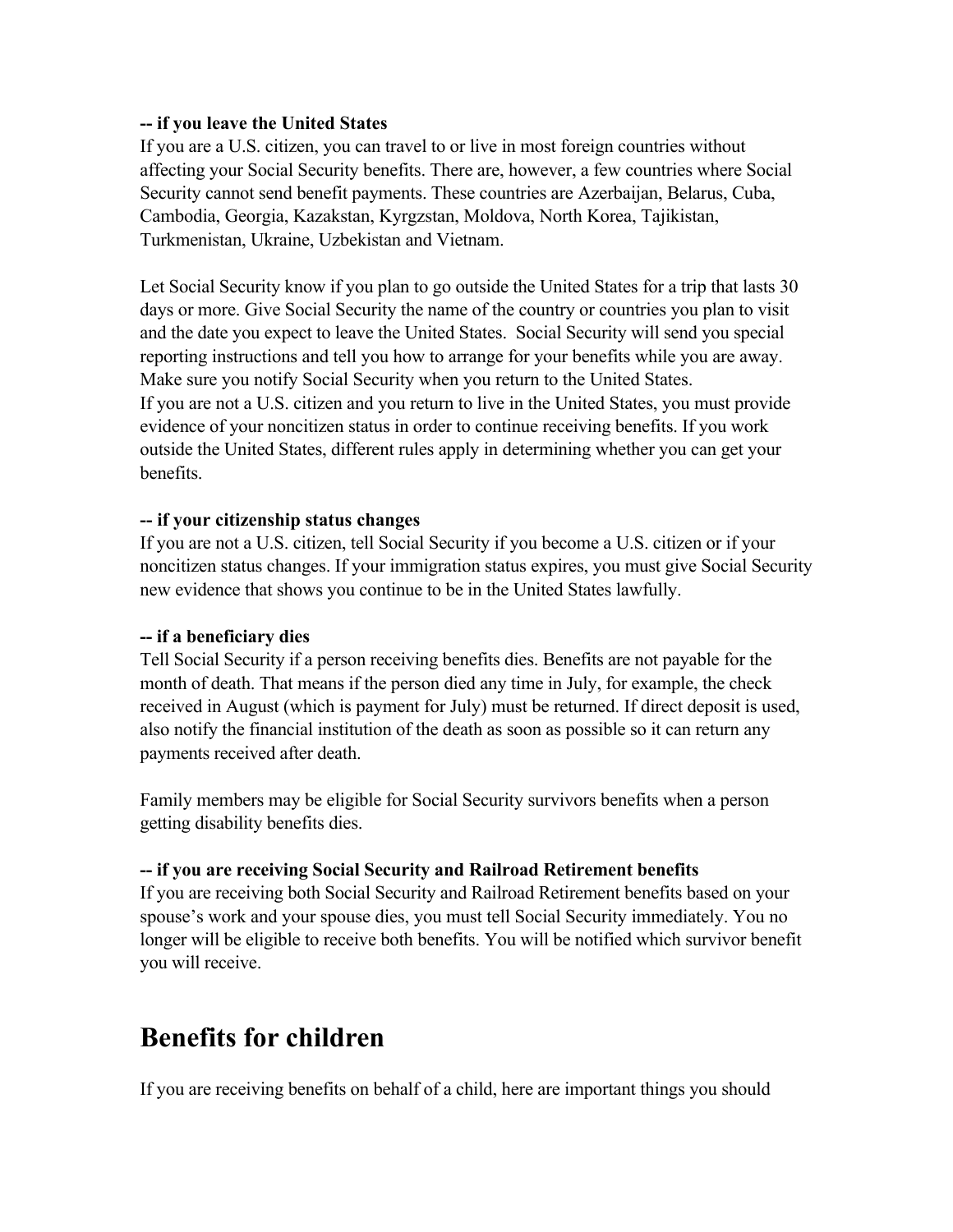**-- if you leave the United States**

If you are a U.S. citizen, you can travel to or live in most foreign countries without affecting your Social Security benefits. There are, however, a few countries where Social Security cannot send benefit payments. These countries are Azerbaijan, Belarus, Cuba, Cambodia, Georgia, Kazakstan, Kyrgzstan, Moldova, North Korea, Tajikistan, Turkmenistan, Ukraine, Uzbekistan and Vietnam.

Let Social Security know if you plan to go outside the United States for a trip that lasts 30 days or more. Give Social Security the name of the country or countries you plan to visit and the date you expect to leave the United States. Social Security will send you special reporting instructions and tell you how to arrange for your benefits while you are away. Make sure you notify Social Security when you return to the United States.

If you are not a U.S. citizen and you return to live in the United States, you must provide evidence of your noncitizen status in order to continue receiving benefits. If you work outside the United States, different rules apply in determining whether you can get your benefits.

**-- if your citizenship status changes**

If you are not a U.S. citizen, tell Social Security if you become a U.S. citizen or if your noncitizen status changes. If your immigration status expires, you must give Social Security new evidence that shows you continue to be in the United States lawfully.

**-- if a beneficiary dies**

Tell Social Security if a person receiving benefits dies. Benefits are not payable for the month of death. That means if the person died any time in July, for example, the check received in August (which is payment for July) must be returned. If direct deposit is used, also notify the financial institution of the death as soon as possible so it can return any payments received after death.

Family members may be eligible for Social Security survivors benefits when a person getting disability benefits dies.

**-- if you are receiving Social Security and Railroad Retirement benefits**

If you are receiving both Social Security and Railroad Retirement benefits based on your spouse's work and your spouse dies, you must tell Social Security immediately. You no longer will be eligible to receive both benefits. You will be notified which survivor benefit you will receive.

# Benefits for children

If you are receiving benefits on behalf of a child, here are important things you should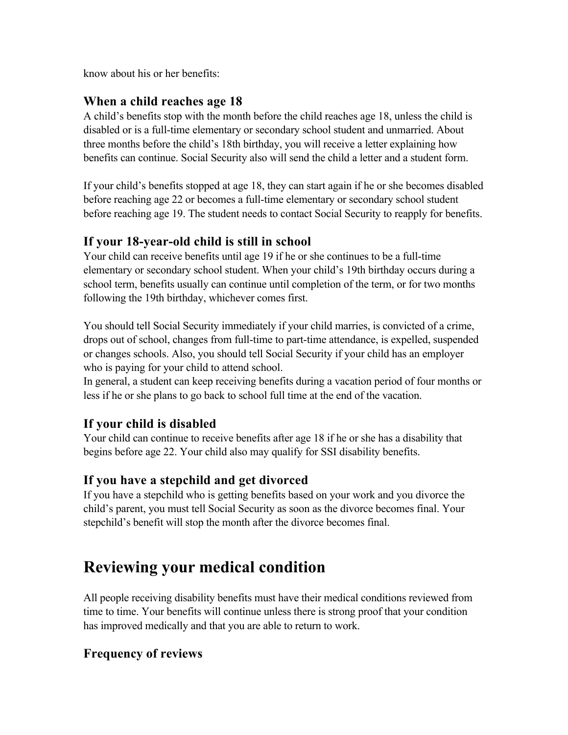know about his or her benefits:

### When a child reaches age 18

A child's benefits stop with the month before the child reaches age 18, unless the child is disabled or is a full-time elementary or secondary school student and unmarried. About three months before the child's 18th birthday, you will receive a letter explaining how benefits can continue. Social Security also will send the child a letter and a student form.

If your child's benefits stopped at age 18, they can start again if he or she becomes disabled before reaching age 22 or becomes a full-time elementary or secondary school student before reaching age 19. The student needs to contact Social Security to reapply for benefits.

### If your 18-year-old child is still in school

Your child can receive benefits until age 19 if he or she continues to be a full-time elementary or secondary school student. When your child's 19th birthday occurs during a school term, benefits usually can continue until completion of the term, or for two months following the 19th birthday, whichever comes first.

You should tell Social Security immediately if your child marries, is convicted of a crime, drops out of school, changes from full-time to part-time attendance, is expelled, suspended or changes schools. Also, you should tell Social Security if your child has an employer who is paying for your child to attend school.
In general, a student can keep receiving benefits during a vacation period of four months or less if he or she plans to go back to school full time at the end of the vacation.

### If your child is disabled

Your child can continue to receive benefits after age 18 if he or she has a disability that begins before age 22. Your child also may qualify for SSI disability benefits.

### If you have a stepchild and get divorced

If you have a stepchild who is getting benefits based on your work and you divorce the child's parent, you must tell Social Security as soon as the divorce becomes final. Your stepchild's benefit will stop the month after the divorce becomes final.

# Reviewing your medical condition

All people receiving disability benefits must have their medical conditions reviewed from time to time. Your benefits will continue unless there is strong proof that your condition has improved medically and that you are able to return to work.

### Frequency of reviews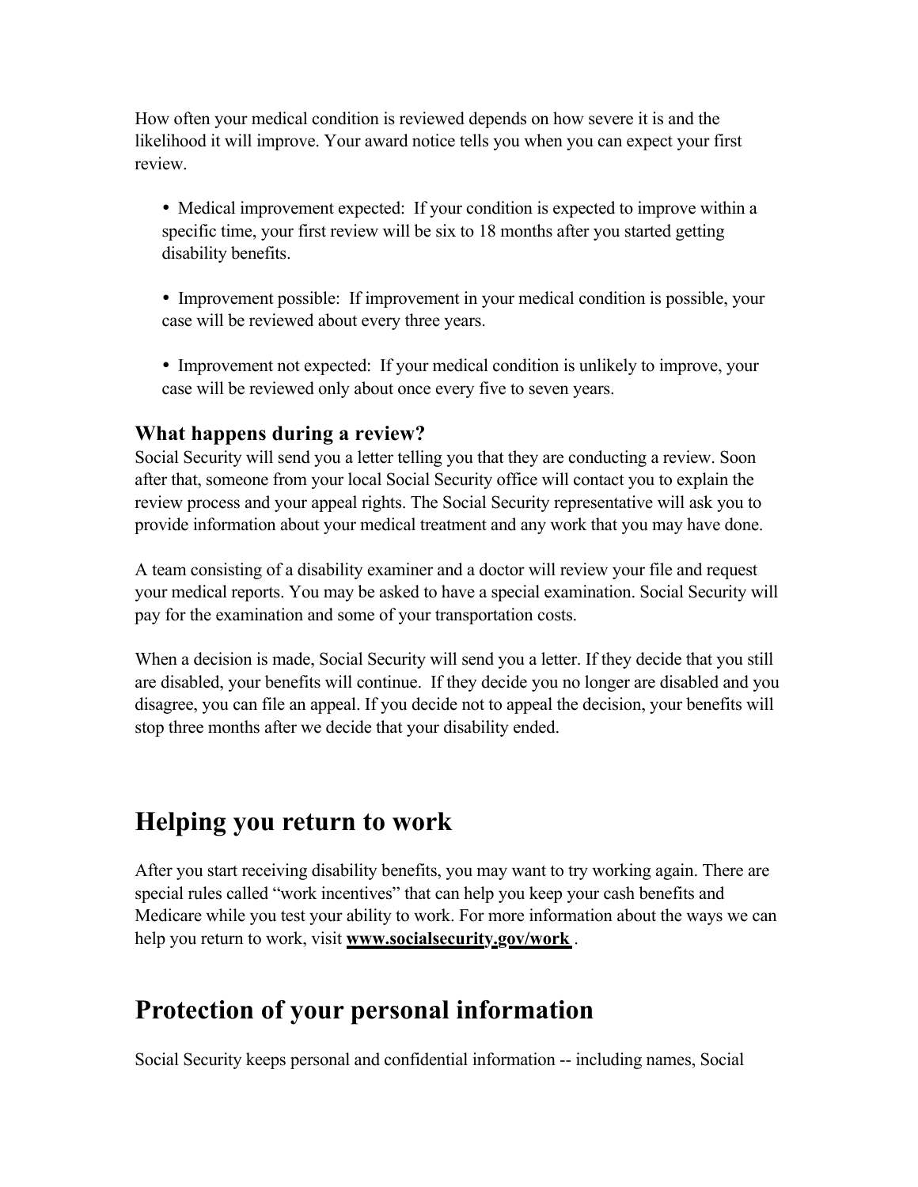How often your medical condition is reviewed depends on how severe it is and the likelihood it will improve. Your award notice tells you when you can expect your first review.

- Medical improvement expected: If your condition is expected to improve within a specific time, your first review will be six to 18 months after you started getting disability benefits.

- Improvement possible: If improvement in your medical condition is possible, your case will be reviewed about every three years.

- Improvement not expected: If your medical condition is unlikely to improve, your case will be reviewed only about once every five to seven years.

### What happens during a review?

Social Security will send you a letter telling you that they are conducting a review. Soon after that, someone from your local Social Security office will contact you to explain the review process and your appeal rights. The Social Security representative will ask you to provide information about your medical treatment and any work that you may have done.

A team consisting of a disability examiner and a doctor will review your file and request your medical reports. You may be asked to have a special examination. Social Security will pay for the examination and some of your transportation costs.

When a decision is made, Social Security will send you a letter. If they decide that you still are disabled, your benefits will continue. If they decide you no longer are disabled and you disagree, you can file an appeal. If you decide not to appeal the decision, your benefits will stop three months after we decide that your disability ended.

## Helping you return to work

After you start receiving disability benefits, you may want to try working again. There are special rules called "work incentives" that can help you keep your cash benefits and Medicare while you test your ability to work. For more information about the ways we can help you return to work, visit **www.socialsecurity.gov/work** .

## Protection of your personal information

Social Security keeps personal and confidential information -- including names, Social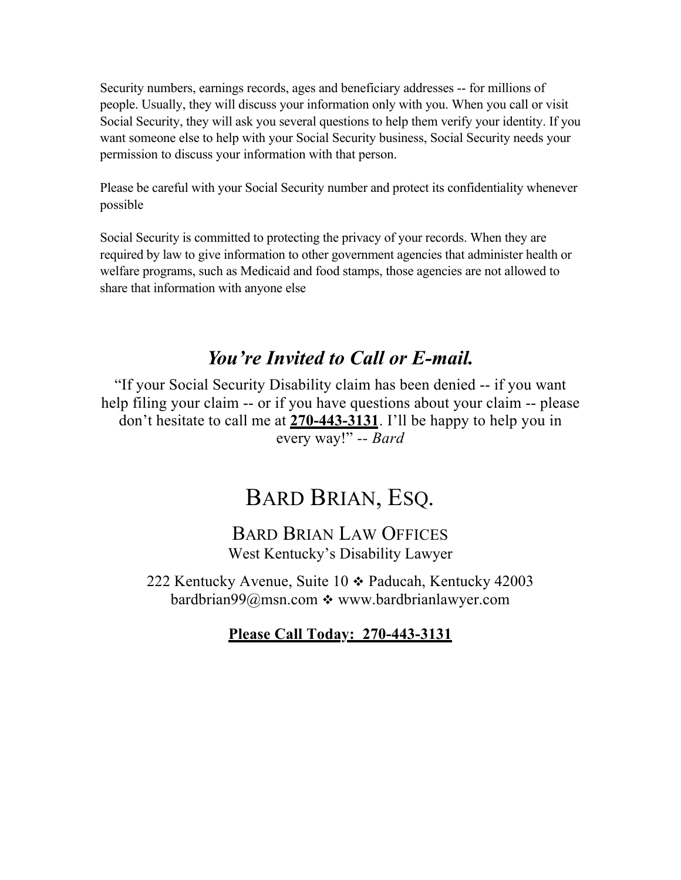Security numbers, earnings records, ages and beneficiary addresses -- for millions of people. Usually, they will discuss your information only with you. When you call or visit Social Security, they will ask you several questions to help them verify your identity. If you want someone else to help with your Social Security business, Social Security needs your permission to discuss your information with that person.

Please be careful with your Social Security number and protect its confidentiality whenever possible

Social Security is committed to protecting the privacy of your records. When they are required by law to give information to other government agencies that administer health or welfare programs, such as Medicaid and food stamps, those agencies are not allowed to share that information with anyone else

## *You're Invited to Call or E-mail.*

"If your Social Security Disability claim has been denied -- if you want help filing your claim -- or if you have questions about your claim -- please don't hesitate to call me at **270-443-3131**. I'll be happy to help you in every way!" -- *Bard*

# BARD BRIAN, ESQ.

## BARD BRIAN LAW OFFICES

West Kentucky's Disability Lawyer

222 Kentucky Avenue, Suite 10 ❖ Paducah, Kentucky 42003
bardbrian99@msn.com ❖ www.bardbrianlawyer.com

**Please Call Today: 270-443-3131**